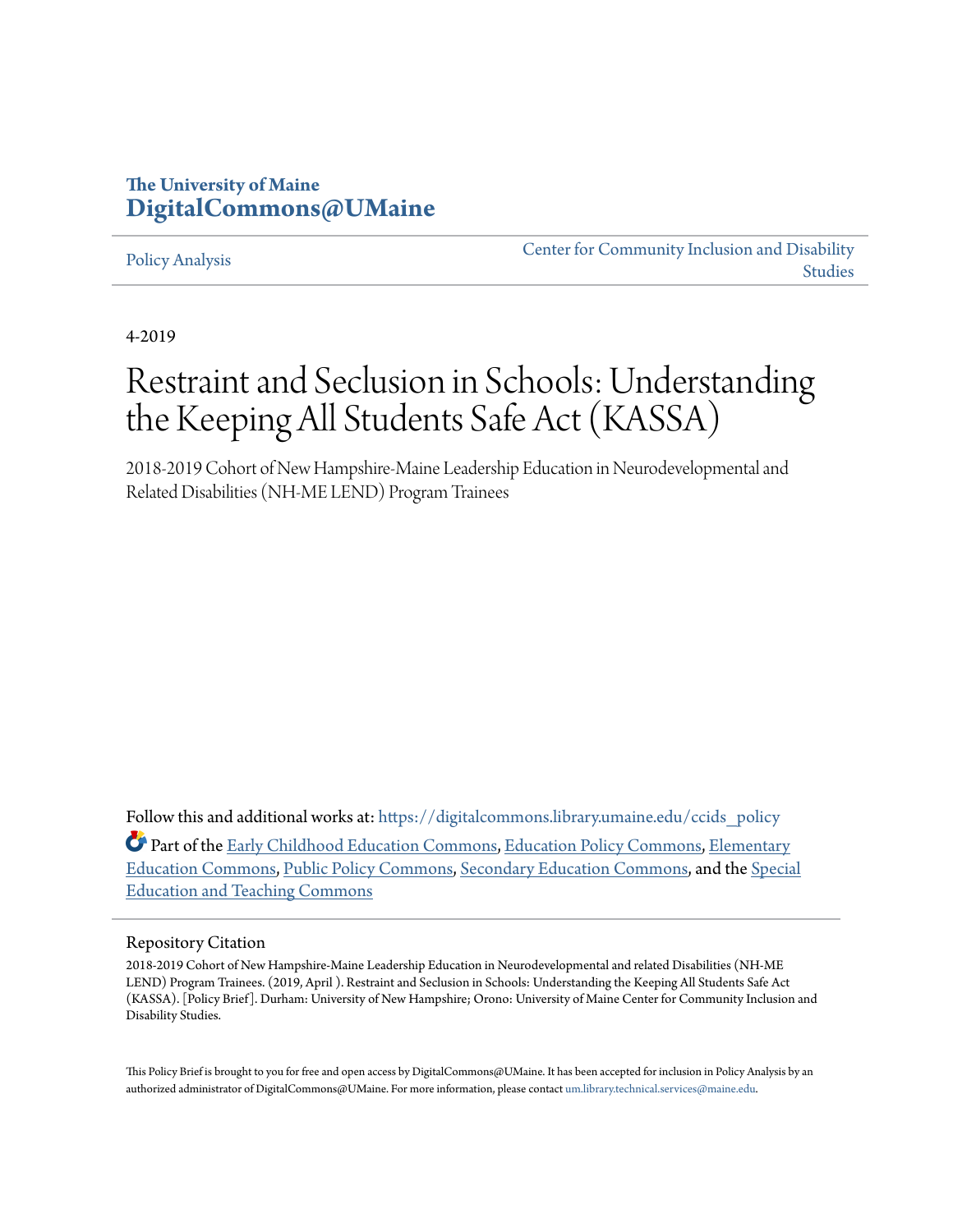The University of Maine
**DigitalCommons@UMaine**

Policy Analysis | Center for Community Inclusion and Disability Studies

4-2019

# Restraint and Seclusion in Schools: Understanding the Keeping All Students Safe Act (KASSA)

2018-2019 Cohort of New Hampshire-Maine Leadership Education in Neurodevelopmental and Related Disabilities (NH-ME LEND) Program Trainees

Follow this and additional works at: https://digitalcommons.library.umaine.edu/ccids_policy

Part of the Early Childhood Education Commons, Education Policy Commons, Elementary Education Commons, Public Policy Commons, Secondary Education Commons, and the Special Education and Teaching Commons

## Repository Citation

2018-2019 Cohort of New Hampshire-Maine Leadership Education in Neurodevelopmental and related Disabilities (NH-ME LEND) Program Trainees. (2019, April ). Restraint and Seclusion in Schools: Understanding the Keeping All Students Safe Act (KASSA). [Policy Brief]. Durham: University of New Hampshire; Orono: University of Maine Center for Community Inclusion and Disability Studies.

This Policy Brief is brought to you for free and open access by DigitalCommons@UMaine. It has been accepted for inclusion in Policy Analysis by an authorized administrator of DigitalCommons@UMaine. For more information, please contact um.library.technical.services@maine.edu.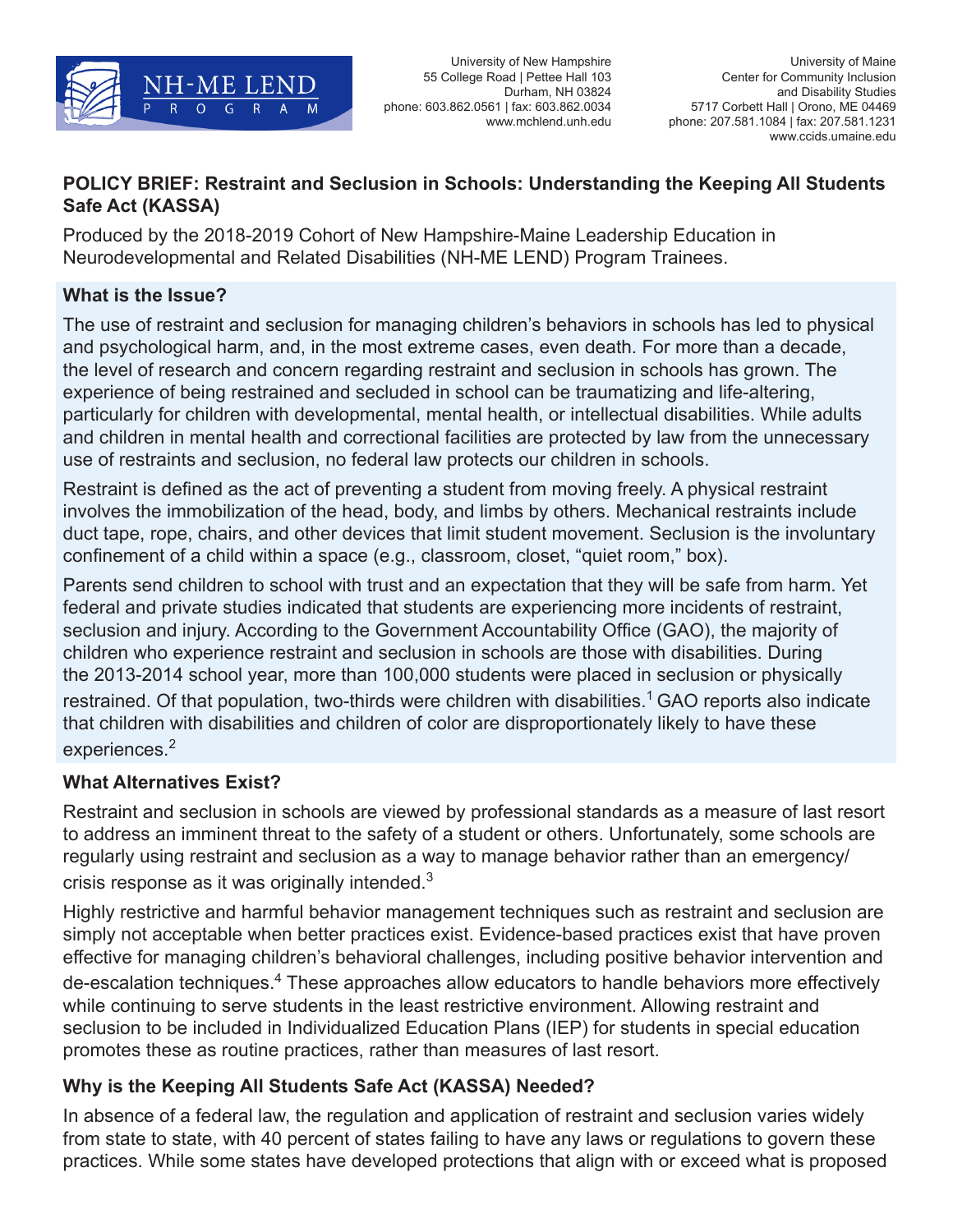POLICY BRIEF: Restraint and Seclusion in Schools: Understanding the Keeping All Students Safe Act (KASSA)

Produced by the 2018-2019 Cohort of New Hampshire-Maine Leadership Education in Neurodevelopmental and Related Disabilities (NH-ME LEND) Program Trainees.

## What is the Issue?

The use of restraint and seclusion for managing children's behaviors in schools has led to physical and psychological harm, and, in the most extreme cases, even death. For more than a decade, the level of research and concern regarding restraint and seclusion in schools has grown. The experience of being restrained and secluded in school can be traumatizing and life-altering, particularly for children with developmental, mental health, or intellectual disabilities. While adults and children in mental health and correctional facilities are protected by law from the unnecessary use of restraints and seclusion, no federal law protects our children in schools.

Restraint is defined as the act of preventing a student from moving freely. A physical restraint involves the immobilization of the head, body, and limbs by others. Mechanical restraints include duct tape, rope, chairs, and other devices that limit student movement. Seclusion is the involuntary confinement of a child within a space (e.g., classroom, closet, "quiet room," box).

Parents send children to school with trust and an expectation that they will be safe from harm. Yet federal and private studies indicated that students are experiencing more incidents of restraint, seclusion and injury. According to the Government Accountability Office (GAO), the majority of children who experience restraint and seclusion in schools are those with disabilities. During the 2013-2014 school year, more than 100,000 students were placed in seclusion or physically restrained. Of that population, two-thirds were children with disabilities.[1] GAO reports also indicate that children with disabilities and children of color are disproportionately likely to have these experiences.[2]

## What Alternatives Exist?

Restraint and seclusion in schools are viewed by professional standards as a measure of last resort to address an imminent threat to the safety of a student or others. Unfortunately, some schools are regularly using restraint and seclusion as a way to manage behavior rather than an emergency/crisis response as it was originally intended.[3]

Highly restrictive and harmful behavior management techniques such as restraint and seclusion are simply not acceptable when better practices exist. Evidence-based practices exist that have proven effective for managing children's behavioral challenges, including positive behavior intervention and de-escalation techniques.[4] These approaches allow educators to handle behaviors more effectively while continuing to serve students in the least restrictive environment. Allowing restraint and seclusion to be included in Individualized Education Plans (IEP) for students in special education promotes these as routine practices, rather than measures of last resort.

## Why is the Keeping All Students Safe Act (KASSA) Needed?

In absence of a federal law, the regulation and application of restraint and seclusion varies widely from state to state, with 40 percent of states failing to have any laws or regulations to govern these practices. While some states have developed protections that align with or exceed what is proposed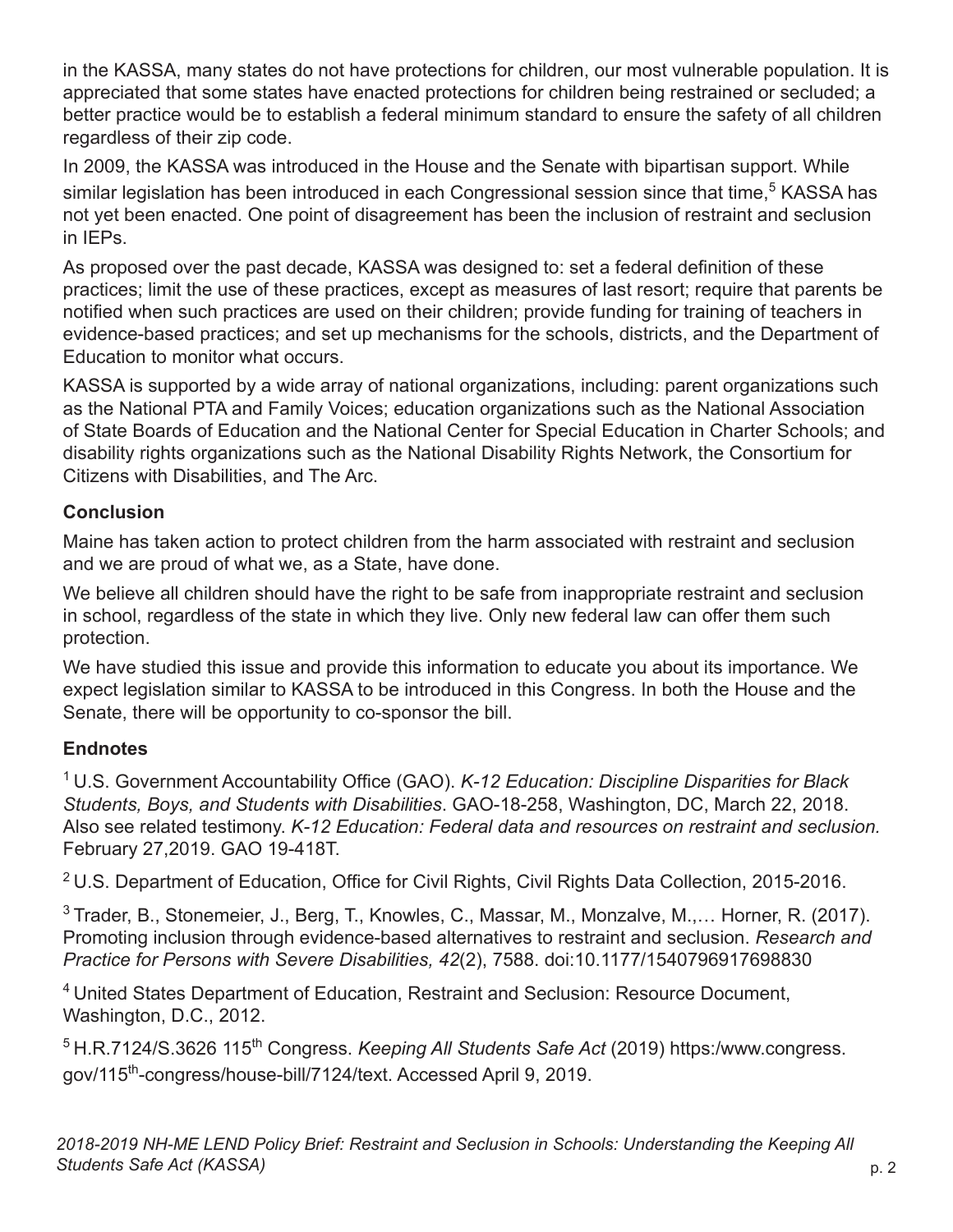in the KASSA, many states do not have protections for children, our most vulnerable population. It is appreciated that some states have enacted protections for children being restrained or secluded; a better practice would be to establish a federal minimum standard to ensure the safety of all children regardless of their zip code.

In 2009, the KASSA was introduced in the House and the Senate with bipartisan support. While similar legislation has been introduced in each Congressional session since that time,[5] KASSA has not yet been enacted. One point of disagreement has been the inclusion of restraint and seclusion in IEPs.

As proposed over the past decade, KASSA was designed to: set a federal definition of these practices; limit the use of these practices, except as measures of last resort; require that parents be notified when such practices are used on their children; provide funding for training of teachers in evidence-based practices; and set up mechanisms for the schools, districts, and the Department of Education to monitor what occurs.

KASSA is supported by a wide array of national organizations, including: parent organizations such as the National PTA and Family Voices; education organizations such as the National Association of State Boards of Education and the National Center for Special Education in Charter Schools; and disability rights organizations such as the National Disability Rights Network, the Consortium for Citizens with Disabilities, and The Arc.

### Conclusion

Maine has taken action to protect children from the harm associated with restraint and seclusion and we are proud of what we, as a State, have done.

We believe all children should have the right to be safe from inappropriate restraint and seclusion in school, regardless of the state in which they live. Only new federal law can offer them such protection.

We have studied this issue and provide this information to educate you about its importance. We expect legislation similar to KASSA to be introduced in this Congress. In both the House and the Senate, there will be opportunity to co-sponsor the bill.

### Endnotes

[1] U.S. Government Accountability Office (GAO). *K-12 Education: Discipline Disparities for Black Students, Boys, and Students with Disabilities*. GAO-18-258, Washington, DC, March 22, 2018. Also see related testimony. *K-12 Education: Federal data and resources on restraint and seclusion.* February 27,2019. GAO 19-418T.

[2] U.S. Department of Education, Office for Civil Rights, Civil Rights Data Collection, 2015-2016.

[3] Trader, B., Stonemeier, J., Berg, T., Knowles, C., Massar, M., Monzalve, M.,… Horner, R. (2017). Promoting inclusion through evidence-based alternatives to restraint and seclusion. *Research and Practice for Persons with Severe Disabilities, 42*(2), 7588. doi:10.1177/1540796917698830

[4] United States Department of Education, Restraint and Seclusion: Resource Document, Washington, D.C., 2012.

[5] H.R.7124/S.3626 115th Congress. *Keeping All Students Safe Act* (2019) https:/www.congress.gov/115th-congress/house-bill/7124/text. Accessed April 9, 2019.